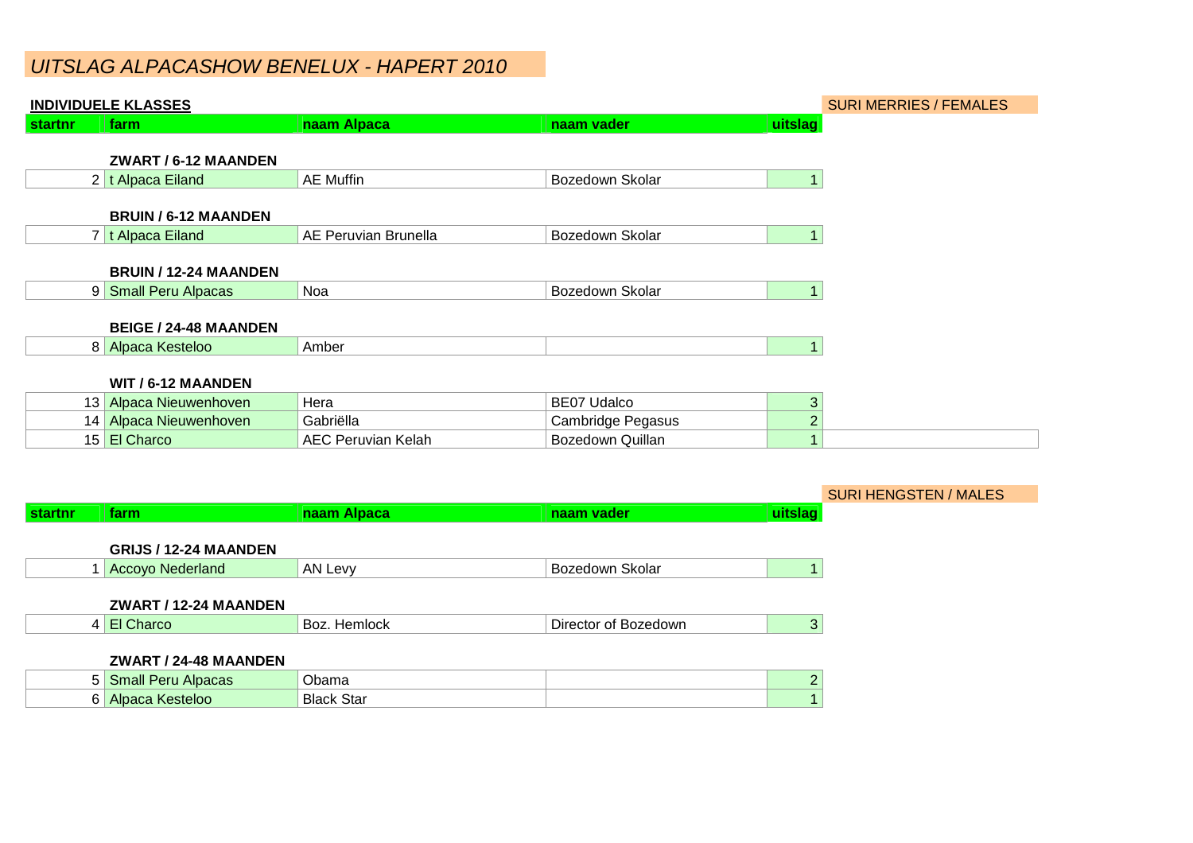# *UITSLAG ALPACASHOW BENELUX - HAPERT 2010*

**INDIVIDUELE KLASSES**

SURI MERRIES / FEMALES

| startnr | farm | naam Alpaca | naam vader | uitslag |
|---|---|---|---|---|
| | **ZWART / 6-12 MAANDEN** | | | |
| 2 | t Alpaca Eiland | AE Muffin | Bozedown Skolar | 1 |
| | **BRUIN / 6-12 MAANDEN** | | | |
| 7 | t Alpaca Eiland | AE Peruvian Brunella | Bozedown Skolar | 1 |
| | **BRUIN / 12-24 MAANDEN** | | | |
| 9 | Small Peru Alpacas | Noa | Bozedown Skolar | 1 |
| | **BEIGE / 24-48 MAANDEN** | | | |
| 8 | Alpaca Kesteloo | Amber | | 1 |
| | **WIT / 6-12 MAANDEN** | | | |
| 13 | Alpaca Nieuwenhoven | Hera | BE07 Udalco | 3 |
| 14 | Alpaca Nieuwenhoven | Gabriëlla | Cambridge Pegasus | 2 |
| 15 | El Charco | AEC Peruvian Kelah | Bozedown Quillan | 1 |

SURI HENGSTEN / MALES

| startnr | farm | naam Alpaca | naam vader | uitslag |
|---|---|---|---|---|
| | **GRIJS / 12-24 MAANDEN** | | | |
| 1 | Accoyo Nederland | AN Levy | Bozedown Skolar | 1 |
| | **ZWART / 12-24 MAANDEN** | | | |
| 4 | El Charco | Boz. Hemlock | Director of Bozedown | 3 |
| | **ZWART / 24-48 MAANDEN** | | | |
| 5 | Small Peru Alpacas | Obama | | 2 |
| 6 | Alpaca Kesteloo | Black Star | | 1 |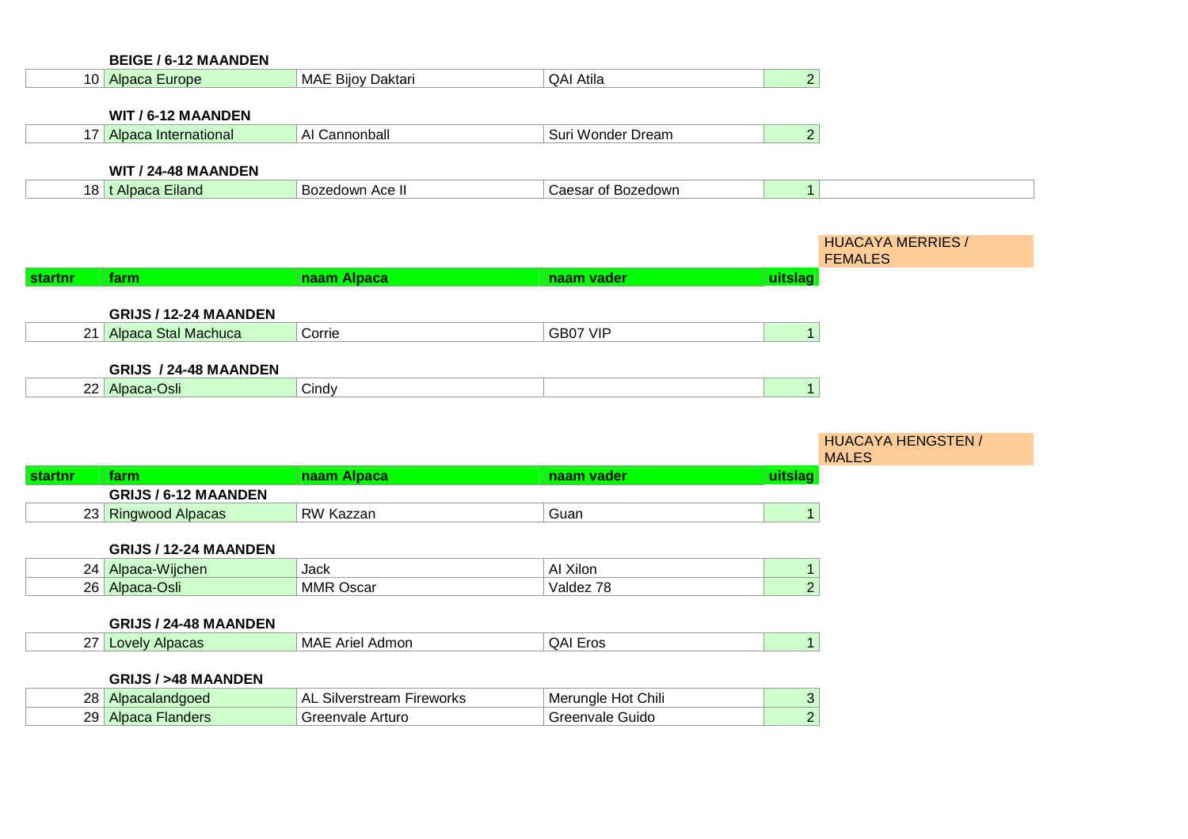**BEIGE / 6-12 MAANDEN**

| | | | | |
|---|---|---|---|---|
| 10 | Alpaca Europe | MAE Bijoy Daktari | QAI Atila | 2 |

**WIT / 6-12 MAANDEN**

| | | | | |
|---|---|---|---|---|
| 17 | Alpaca International | AI Cannonball | Suri Wonder Dream | 2 |

**WIT / 24-48 MAANDEN**

| | | | | |
|---|---|---|---|---|
| 18 | t Alpaca Eiland | Bozedown Ace II | Caesar of Bozedown | 1 |

## HUACAYA MERRIES / FEMALES

| startnr | farm | naam Alpaca | naam vader | uitslag |
|---|---|---|---|---|
| | **GRIJS / 12-24 MAANDEN** | | | |
| 21 | Alpaca Stal Machuca | Corrie | GB07 VIP | 1 |
| | **GRIJS / 24-48 MAANDEN** | | | |
| 22 | Alpaca-Osli | Cindy | | 1 |

## HUACAYA HENGSTEN / MALES

| startnr | farm | naam Alpaca | naam vader | uitslag |
|---|---|---|---|---|
| | **GRIJS / 6-12 MAANDEN** | | | |
| 23 | Ringwood Alpacas | RW Kazzan | Guan | 1 |
| | **GRIJS / 12-24 MAANDEN** | | | |
| 24 | Alpaca-Wijchen | Jack | AI Xilon | 1 |
| 26 | Alpaca-Osli | MMR Oscar | Valdez 78 | 2 |
| | **GRIJS / 24-48 MAANDEN** | | | |
| 27 | Lovely Alpacas | MAE Ariel Admon | QAI Eros | 1 |
| | **GRIJS / >48 MAANDEN** | | | |
| 28 | Alpacalandgoed | AL Silverstream Fireworks | Merungle Hot Chili | 3 |
| 29 | Alpaca Flanders | Greenvale Arturo | Greenvale Guido | 2 |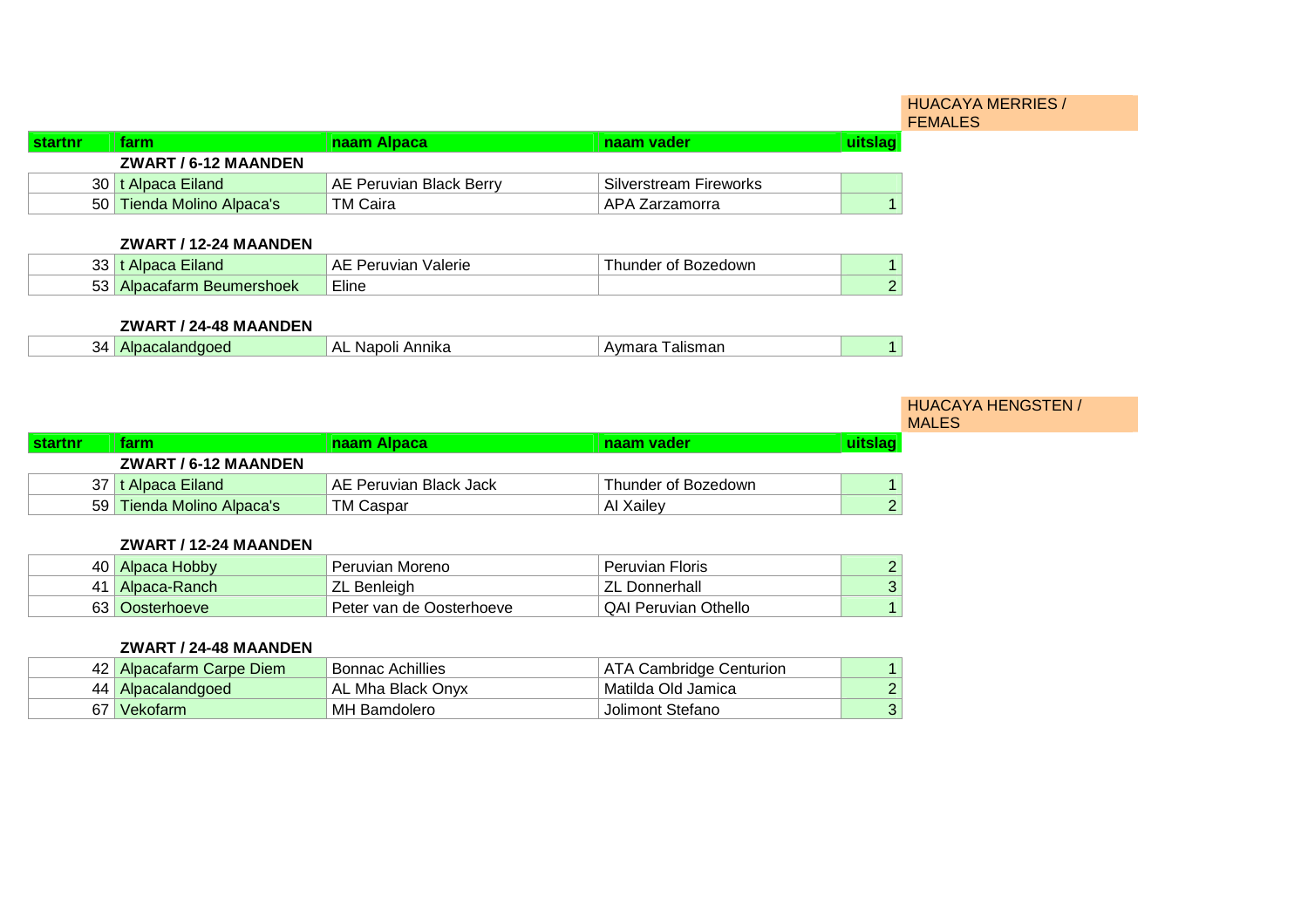## HUACAYA MERRIES / FEMALES

| startnr | farm | naam Alpaca | naam vader | uitslag |
|---|---|---|---|---|
| | **ZWART / 6-12 MAANDEN** | | | |
| 30 | t Alpaca Eiland | AE Peruvian Black Berry | Silverstream Fireworks | |
| 50 | Tienda Molino Alpaca's | TM Caira | APA Zarzamorra | 1 |
| | **ZWART / 12-24 MAANDEN** | | | |
| 33 | t Alpaca Eiland | AE Peruvian Valerie | Thunder of Bozedown | 1 |
| 53 | Alpacafarm Beumershoek | Eline | | 2 |
| | **ZWART / 24-48 MAANDEN** | | | |
| 34 | Alpacalandgoed | AL Napoli Annika | Aymara Talisman | 1 |

## HUACAYA HENGSTEN / MALES

| startnr | farm | naam Alpaca | naam vader | uitslag |
|---|---|---|---|---|
| | **ZWART / 6-12 MAANDEN** | | | |
| 37 | t Alpaca Eiland | AE Peruvian Black Jack | Thunder of Bozedown | 1 |
| 59 | Tienda Molino Alpaca's | TM Caspar | AI Xailey | 2 |
| | **ZWART / 12-24 MAANDEN** | | | |
| 40 | Alpaca Hobby | Peruvian Moreno | Peruvian Floris | 2 |
| 41 | Alpaca-Ranch | ZL Benleigh | ZL Donnerhall | 3 |
| 63 | Oosterhoeve | Peter van de Oosterhoeve | QAI Peruvian Othello | 1 |
| | **ZWART / 24-48 MAANDEN** | | | |
| 42 | Alpacafarm Carpe Diem | Bonnac Achillies | ATA Cambridge Centurion | 1 |
| 44 | Alpacalandgoed | AL Mha Black Onyx | Matilda Old Jamica | 2 |
| 67 | Vekofarm | MH Bamdolero | Jolimont Stefano | 3 |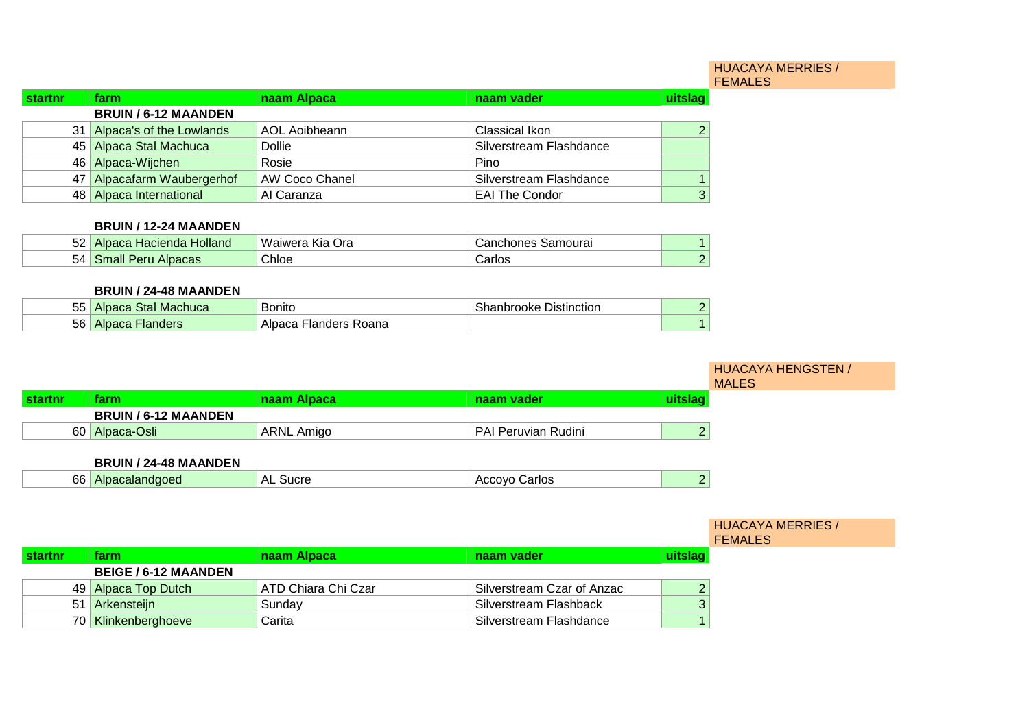HUACAYA MERRIES / FEMALES

| startnr | farm | naam Alpaca | naam vader | uitslag |
|---|---|---|---|---|
| | **BRUIN / 6-12 MAANDEN** | | | |
| 31 | Alpaca's of the Lowlands | AOL Aoibheann | Classical Ikon | 2 |
| 45 | Alpaca Stal Machuca | Dollie | Silverstream Flashdance | |
| 46 | Alpaca-Wijchen | Rosie | Pino | |
| 47 | Alpacafarm Waubergerhof | AW Coco Chanel | Silverstream Flashdance | 1 |
| 48 | Alpaca International | AI Caranza | EAI The Condor | 3 |
| | **BRUIN / 12-24 MAANDEN** | | | |
| 52 | Alpaca Hacienda Holland | Waiwera Kia Ora | Canchones Samourai | 1 |
| 54 | Small Peru Alpacas | Chloe | Carlos | 2 |
| | **BRUIN / 24-48 MAANDEN** | | | |
| 55 | Alpaca Stal Machuca | Bonito | Shanbrooke Distinction | 2 |
| 56 | Alpaca Flanders | Alpaca Flanders Roana | | 1 |

HUACAYA HENGSTEN / MALES

| startnr | farm | naam Alpaca | naam vader | uitslag |
|---|---|---|---|---|
| | **BRUIN / 6-12 MAANDEN** | | | |
| 60 | Alpaca-Osli | ARNL Amigo | PAI Peruvian Rudini | 2 |
| | **BRUIN / 24-48 MAANDEN** | | | |
| 66 | Alpacalandgoed | AL Sucre | Accoyo Carlos | 2 |

HUACAYA MERRIES / FEMALES

| startnr | farm | naam Alpaca | naam vader | uitslag |
|---|---|---|---|---|
| | **BEIGE / 6-12 MAANDEN** | | | |
| 49 | Alpaca Top Dutch | ATD Chiara Chi Czar | Silverstream Czar of Anzac | 2 |
| 51 | Arkensteijn | Sunday | Silverstream Flashback | 3 |
| 70 | Klinkenberghoeve | Carita | Silverstream Flashdance | 1 |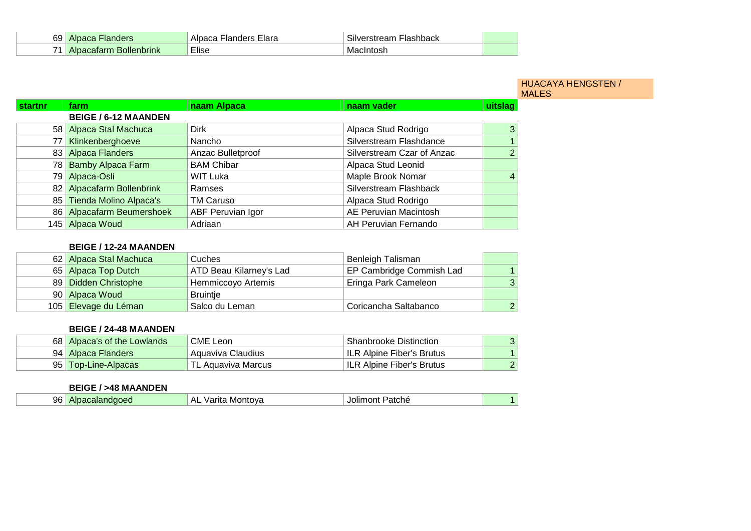| | | | | |
|---|---|---|---|---|
| 69 | Alpaca Flanders | Alpaca Flanders Elara | Silverstream Flashback | |
| 71 | Alpacafarm Bollenbrink | Elise | MacIntosh | |

HUACAYA HENGSTEN / MALES

| startnr | farm | naam Alpaca | naam vader | uitslag |
|---|---|---|---|---|
| | **BEIGE / 6-12 MAANDEN** | | | |
| 58 | Alpaca Stal Machuca | Dirk | Alpaca Stud Rodrigo | 3 |
| 77 | Klinkenberghoeve | Nancho | Silverstream Flashdance | 1 |
| 83 | Alpaca Flanders | Anzac Bulletproof | Silverstream Czar of Anzac | 2 |
| 78 | Bamby Alpaca Farm | BAM Chibar | Alpaca Stud Leonid | |
| 79 | Alpaca-Osli | WIT Luka | Maple Brook Nomar | 4 |
| 82 | Alpacafarm Bollenbrink | Ramses | Silverstream Flashback | |
| 85 | Tienda Molino Alpaca's | TM Caruso | Alpaca Stud Rodrigo | |
| 86 | Alpacafarm Beumershoek | ABF Peruvian Igor | AE Peruvian Macintosh | |
| 145 | Alpaca Woud | Adriaan | AH Peruvian Fernando | |
| | **BEIGE / 12-24 MAANDEN** | | | |
| 62 | Alpaca Stal Machuca | Cuches | Benleigh Talisman | |
| 65 | Alpaca Top Dutch | ATD Beau Kilarney's Lad | EP Cambridge Commish Lad | 1 |
| 89 | Didden Christophe | Hemmiccoyo Artemis | Eringa Park Cameleon | 3 |
| 90 | Alpaca Woud | Bruintje | | |
| 105 | Elevage du Léman | Salco du Leman | Coricancha Saltabanco | 2 |
| | **BEIGE / 24-48 MAANDEN** | | | |
| 68 | Alpaca's of the Lowlands | CME Leon | Shanbrooke Distinction | 3 |
| 94 | Alpaca Flanders | Aquaviva Claudius | ILR Alpine Fiber's Brutus | 1 |
| 95 | Top-Line-Alpacas | TL Aquaviva Marcus | ILR Alpine Fiber's Brutus | 2 |
| | **BEIGE / >48 MAANDEN** | | | |
| 96 | Alpacalandgoed | AL Varita Montoya | Jolimont Patché | 1 |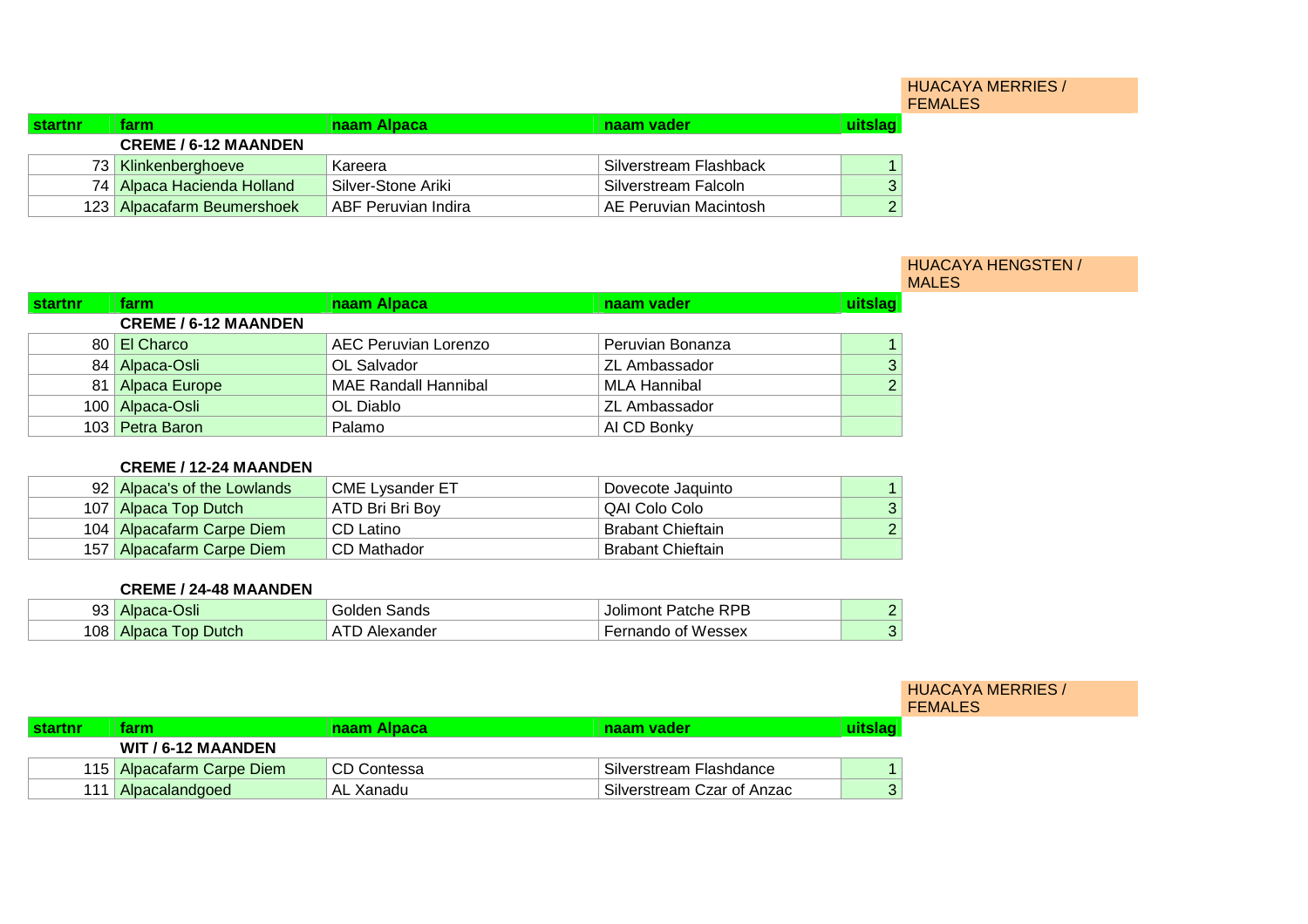HUACAYA MERRIES / FEMALES

| startnr | farm | naam Alpaca | naam vader | uitslag |
|---|---|---|---|---|
| | **CREME / 6-12 MAANDEN** | | | |
| 73 | Klinkenberghoeve | Kareera | Silverstream Flashback | 1 |
| 74 | Alpaca Hacienda Holland | Silver-Stone Ariki | Silverstream Falcoln | 3 |
| 123 | Alpacafarm Beumershoek | ABF Peruvian Indira | AE Peruvian Macintosh | 2 |

HUACAYA HENGSTEN / MALES

| startnr | farm | naam Alpaca | naam vader | uitslag |
|---|---|---|---|---|
| | **CREME / 6-12 MAANDEN** | | | |
| 80 | El Charco | AEC Peruvian Lorenzo | Peruvian Bonanza | 1 |
| 84 | Alpaca-Osli | OL Salvador | ZL Ambassador | 3 |
| 81 | Alpaca Europe | MAE Randall Hannibal | MLA Hannibal | 2 |
| 100 | Alpaca-Osli | OL Diablo | ZL Ambassador | |
| 103 | Petra Baron | Palamo | AI CD Bonky | |
| | **CREME / 12-24 MAANDEN** | | | |
| 92 | Alpaca's of the Lowlands | CME Lysander ET | Dovecote Jaquinto | 1 |
| 107 | Alpaca Top Dutch | ATD Bri Bri Boy | QAI Colo Colo | 3 |
| 104 | Alpacafarm Carpe Diem | CD Latino | Brabant Chieftain | 2 |
| 157 | Alpacafarm Carpe Diem | CD Mathador | Brabant Chieftain | |
| | **CREME / 24-48 MAANDEN** | | | |
| 93 | Alpaca-Osli | Golden Sands | Jolimont Patche RPB | 2 |
| 108 | Alpaca Top Dutch | ATD Alexander | Fernando of Wessex | 3 |

HUACAYA MERRIES / FEMALES

| startnr | farm | naam Alpaca | naam vader | uitslag |
|---|---|---|---|---|
| | **WIT / 6-12 MAANDEN** | | | |
| 115 | Alpacafarm Carpe Diem | CD Contessa | Silverstream Flashdance | 1 |
| 111 | Alpacalandgoed | AL Xanadu | Silverstream Czar of Anzac | 3 |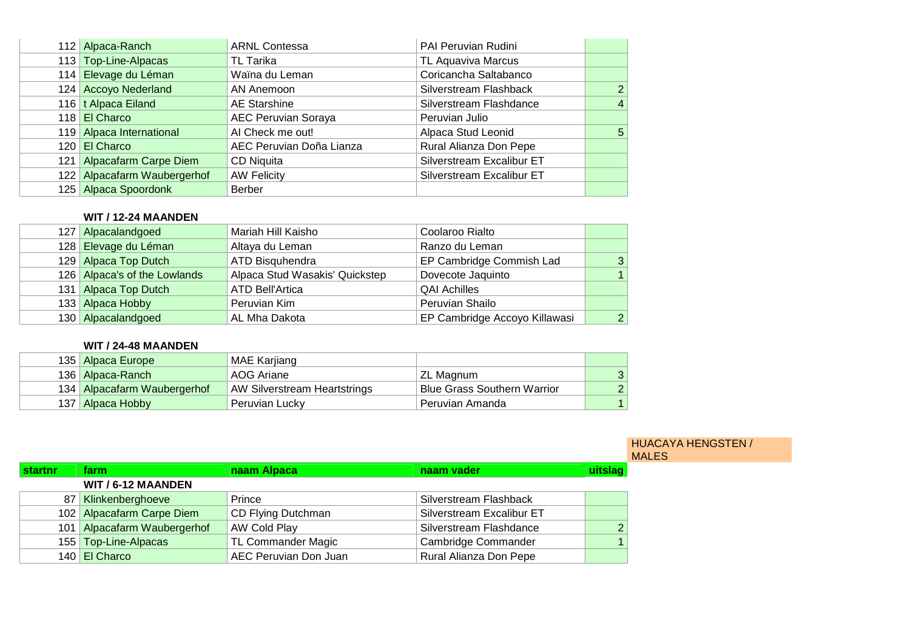| startnr | farm | naam Alpaca | naam vader | uitslag |
|---|---|---|---|---|
| 112 | Alpaca-Ranch | ARNL Contessa | PAI Peruvian Rudini | |
| 113 | Top-Line-Alpacas | TL Tarika | TL Aquaviva Marcus | |
| 114 | Elevage du Léman | Waïna du Leman | Coricancha Saltabanco | |
| 124 | Accoyo Nederland | AN Anemoon | Silverstream Flashback | 2 |
| 116 | t Alpaca Eiland | AE Starshine | Silverstream Flashdance | 4 |
| 118 | El Charco | AEC Peruvian Soraya | Peruvian Julio | |
| 119 | Alpaca International | AI Check me out! | Alpaca Stud Leonid | 5 |
| 120 | El Charco | AEC Peruvian Doña Lianza | Rural Alianza Don Pepe | |
| 121 | Alpacafarm Carpe Diem | CD Niquita | Silverstream Excalibur ET | |
| 122 | Alpacafarm Waubergerhof | AW Felicity | Silverstream Excalibur ET | |
| 125 | Alpaca Spoordonk | Berber | | |

**WIT / 12-24 MAANDEN**

| startnr | farm | naam Alpaca | naam vader | uitslag |
|---|---|---|---|---|
| 127 | Alpacalandgoed | Mariah Hill Kaisho | Coolaroo Rialto | |
| 128 | Elevage du Léman | Altaya du Leman | Ranzo du Leman | |
| 129 | Alpaca Top Dutch | ATD Bisquhendra | EP Cambridge Commish Lad | 3 |
| 126 | Alpaca's of the Lowlands | Alpaca Stud Wasakis' Quickstep | Dovecote Jaquinto | 1 |
| 131 | Alpaca Top Dutch | ATD Bell'Artica | QAI Achilles | |
| 133 | Alpaca Hobby | Peruvian Kim | Peruvian Shailo | |
| 130 | Alpacalandgoed | AL Mha Dakota | EP Cambridge Accoyo Killawasi | 2 |

**WIT / 24-48 MAANDEN**

| startnr | farm | naam Alpaca | naam vader | uitslag |
|---|---|---|---|---|
| 135 | Alpaca Europe | MAE Karjiang | | |
| 136 | Alpaca-Ranch | AOG Ariane | ZL Magnum | 3 |
| 134 | Alpacafarm Waubergerhof | AW Silverstream Heartstrings | Blue Grass Southern Warrior | 2 |
| 137 | Alpaca Hobby | Peruvian Lucky | Peruvian Amanda | 1 |

## HUACAYA HENGSTEN / MALES

| startnr | farm | naam Alpaca | naam vader | uitslag |
|---|---|---|---|---|
| | **WIT / 6-12 MAANDEN** | | | |
| 87 | Klinkenberghoeve | Prince | Silverstream Flashback | |
| 102 | Alpacafarm Carpe Diem | CD Flying Dutchman | Silverstream Excalibur ET | |
| 101 | Alpacafarm Waubergerhof | AW Cold Play | Silverstream Flashdance | 2 |
| 155 | Top-Line-Alpacas | TL Commander Magic | Cambridge Commander | 1 |
| 140 | El Charco | AEC Peruvian Don Juan | Rural Alianza Don Pepe | |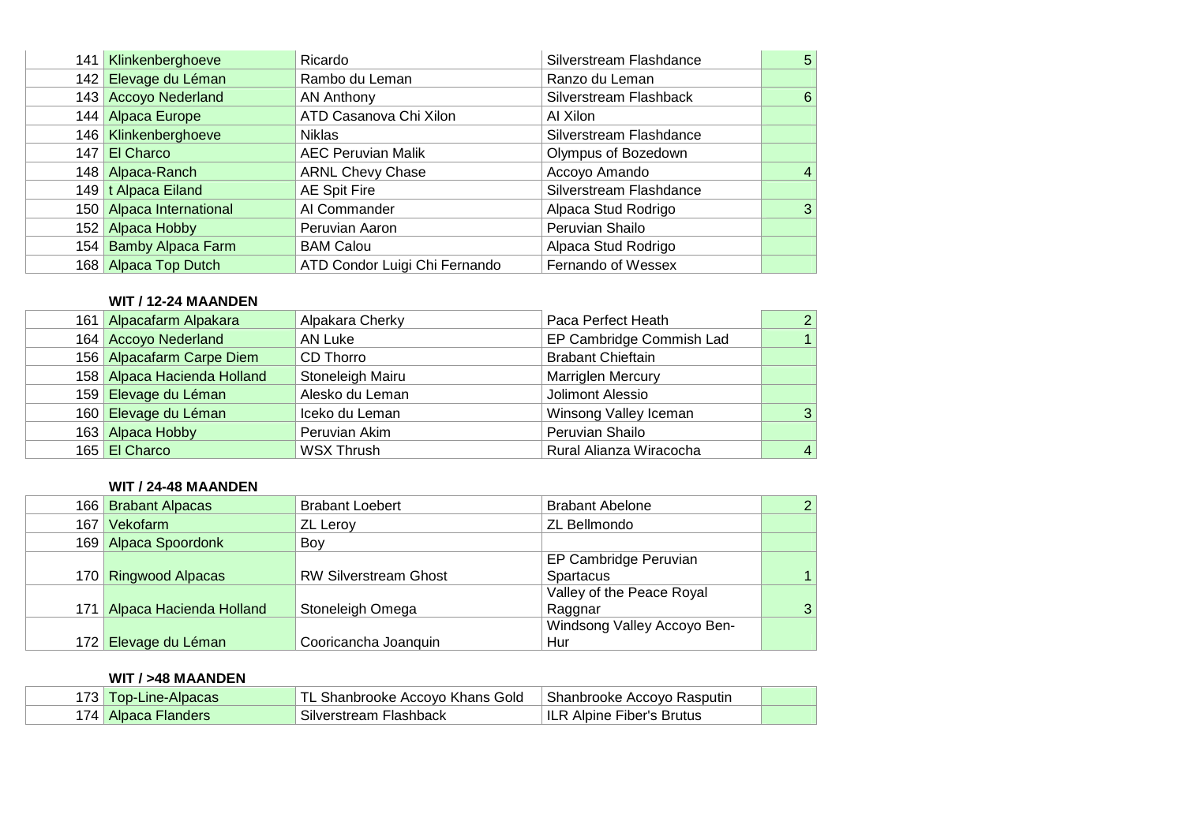| | | | | |
|---|---|---|---|---|
| 141 | Klinkenberghoeve | Ricardo | Silverstream Flashdance | 5 |
| 142 | Elevage du Léman | Rambo du Leman | Ranzo du Leman | |
| 143 | Accoyo Nederland | AN Anthony | Silverstream Flashback | 6 |
| 144 | Alpaca Europe | ATD Casanova Chi Xilon | AI Xilon | |
| 146 | Klinkenberghoeve | Niklas | Silverstream Flashdance | |
| 147 | El Charco | AEC Peruvian Malik | Olympus of Bozedown | |
| 148 | Alpaca-Ranch | ARNL Chevy Chase | Accoyo Amando | 4 |
| 149 | t Alpaca Eiland | AE Spit Fire | Silverstream Flashdance | |
| 150 | Alpaca International | AI Commander | Alpaca Stud Rodrigo | 3 |
| 152 | Alpaca Hobby | Peruvian Aaron | Peruvian Shailo | |
| 154 | Bamby Alpaca Farm | BAM Calou | Alpaca Stud Rodrigo | |
| 168 | Alpaca Top Dutch | ATD Condor Luigi Chi Fernando | Fernando of Wessex | |

**WIT / 12-24 MAANDEN**

| | | | | |
|---|---|---|---|---|
| 161 | Alpacafarm Alpakara | Alpakara Cherky | Paca Perfect Heath | 2 |
| 164 | Accoyo Nederland | AN Luke | EP Cambridge Commish Lad | 1 |
| 156 | Alpacafarm Carpe Diem | CD Thorro | Brabant Chieftain | |
| 158 | Alpaca Hacienda Holland | Stoneleigh Mairu | Marriglen Mercury | |
| 159 | Elevage du Léman | Alesko du Leman | Jolimont Alessio | |
| 160 | Elevage du Léman | Iceko du Leman | Winsong Valley Iceman | 3 |
| 163 | Alpaca Hobby | Peruvian Akim | Peruvian Shailo | |
| 165 | El Charco | WSX Thrush | Rural Alianza Wiracocha | 4 |

**WIT / 24-48 MAANDEN**

| | | | | |
|---|---|---|---|---|
| 166 | Brabant Alpacas | Brabant Loebert | Brabant Abelone | 2 |
| 167 | Vekofarm | ZL Leroy | ZL Bellmondo | |
| 169 | Alpaca Spoordonk | Boy | | |
| 170 | Ringwood Alpacas | RW Silverstream Ghost | EP Cambridge Peruvian Spartacus | 1 |
| 171 | Alpaca Hacienda Holland | Stoneleigh Omega | Valley of the Peace Royal Raggnar | 3 |
| 172 | Elevage du Léman | Cooricancha Joanquin | Windsong Valley Accoyo Ben-Hur | |

**WIT / >48 MAANDEN**

| | | | | |
|---|---|---|---|---|
| 173 | Top-Line-Alpacas | TL Shanbrooke Accoyo Khans Gold | Shanbrooke Accoyo Rasputin | |
| 174 | Alpaca Flanders | Silverstream Flashback | ILR Alpine Fiber's Brutus | |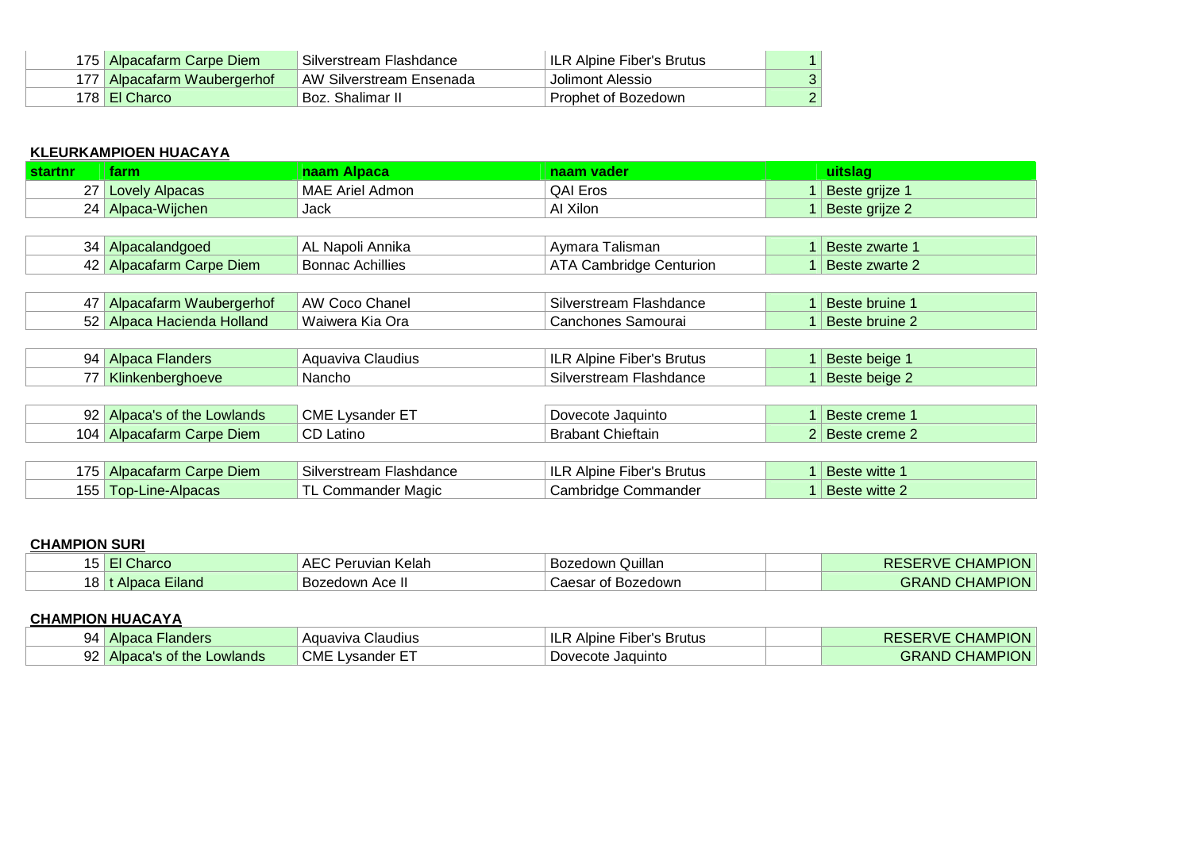| | | | | |
|---|---|---|---|---|
| 175 | Alpacafarm Carpe Diem | Silverstream Flashdance | ILR Alpine Fiber's Brutus | 1 |
| 177 | Alpacafarm Waubergerhof | AW Silverstream Ensenada | Jolimont Alessio | 3 |
| 178 | El Charco | Boz. Shalimar II | Prophet of Bozedown | 2 |

**KLEURKAMPIOEN HUACAYA**

| startnr | farm | naam Alpaca | naam vader | | uitslag |
|---|---|---|---|---|---|
| 27 | Lovely Alpacas | MAE Ariel Admon | QAI Eros | 1 | Beste grijze 1 |
| 24 | Alpaca-Wijchen | Jack | AI Xilon | 1 | Beste grijze 2 |
| 34 | Alpacalandgoed | AL Napoli Annika | Aymara Talisman | 1 | Beste zwarte 1 |
| 42 | Alpacafarm Carpe Diem | Bonnac Achillies | ATA Cambridge Centurion | 1 | Beste zwarte 2 |
| 47 | Alpacafarm Waubergerhof | AW Coco Chanel | Silverstream Flashdance | 1 | Beste bruine 1 |
| 52 | Alpaca Hacienda Holland | Waiwera Kia Ora | Canchones Samourai | 1 | Beste bruine 2 |
| 94 | Alpaca Flanders | Aquaviva Claudius | ILR Alpine Fiber's Brutus | 1 | Beste beige 1 |
| 77 | Klinkenberghoeve | Nancho | Silverstream Flashdance | 1 | Beste beige 2 |
| 92 | Alpaca's of the Lowlands | CME Lysander ET | Dovecote Jaquinto | 1 | Beste creme 1 |
| 104 | Alpacafarm Carpe Diem | CD Latino | Brabant Chieftain | 2 | Beste creme 2 |
| 175 | Alpacafarm Carpe Diem | Silverstream Flashdance | ILR Alpine Fiber's Brutus | 1 | Beste witte 1 |
| 155 | Top-Line-Alpacas | TL Commander Magic | Cambridge Commander | 1 | Beste witte 2 |

**CHAMPION SURI**

| | | | | | |
|---|---|---|---|---|---|
| 15 | El Charco | AEC Peruvian Kelah | Bozedown Quillan | | RESERVE CHAMPION |
| 18 | t Alpaca Eiland | Bozedown Ace II | Caesar of Bozedown | | GRAND CHAMPION |

**CHAMPION HUACAYA**

| | | | | | |
|---|---|---|---|---|---|
| 94 | Alpaca Flanders | Aquaviva Claudius | ILR Alpine Fiber's Brutus | | RESERVE CHAMPION |
| 92 | Alpaca's of the Lowlands | CME Lysander ET | Dovecote Jaquinto | | GRAND CHAMPION |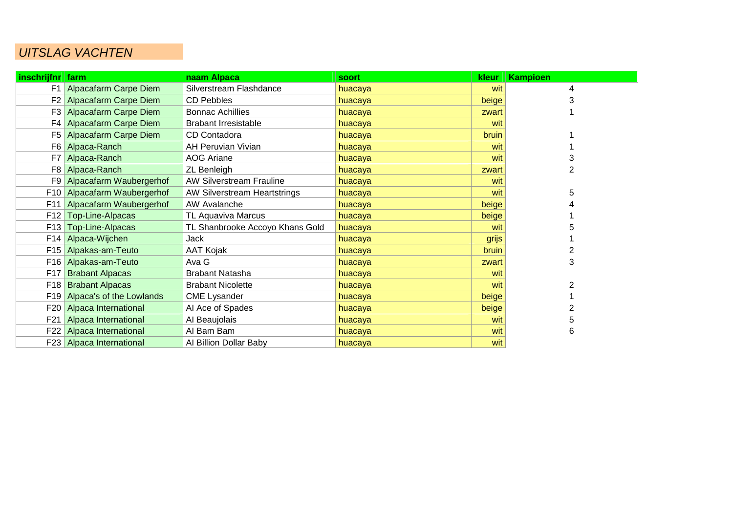*UITSLAG VACHTEN*

| inschrijfnr | farm | naam Alpaca | soort | kleur | Kampioen |
|---|---|---|---|---|---|
| F1 | Alpacafarm Carpe Diem | Silverstream Flashdance | huacaya | wit | 4 |
| F2 | Alpacafarm Carpe Diem | CD Pebbles | huacaya | beige | 3 |
| F3 | Alpacafarm Carpe Diem | Bonnac Achillies | huacaya | zwart | 1 |
| F4 | Alpacafarm Carpe Diem | Brabant Irresistable | huacaya | wit | |
| F5 | Alpacafarm Carpe Diem | CD Contadora | huacaya | bruin | 1 |
| F6 | Alpaca-Ranch | AH Peruvian Vivian | huacaya | wit | 1 |
| F7 | Alpaca-Ranch | AOG Ariane | huacaya | wit | 3 |
| F8 | Alpaca-Ranch | ZL Benleigh | huacaya | zwart | 2 |
| F9 | Alpacafarm Waubergerhof | AW Silverstream Frauline | huacaya | wit | |
| F10 | Alpacafarm Waubergerhof | AW Silverstream Heartstrings | huacaya | wit | 5 |
| F11 | Alpacafarm Waubergerhof | AW Avalanche | huacaya | beige | 4 |
| F12 | Top-Line-Alpacas | TL Aquaviva Marcus | huacaya | beige | 1 |
| F13 | Top-Line-Alpacas | TL Shanbrooke Accoyo Khans Gold | huacaya | wit | 5 |
| F14 | Alpaca-Wijchen | Jack | huacaya | grijs | 1 |
| F15 | Alpakas-am-Teuto | AAT Kojak | huacaya | bruin | 2 |
| F16 | Alpakas-am-Teuto | Ava G | huacaya | zwart | 3 |
| F17 | Brabant Alpacas | Brabant Natasha | huacaya | wit | |
| F18 | Brabant Alpacas | Brabant Nicolette | huacaya | wit | 2 |
| F19 | Alpaca's of the Lowlands | CME Lysander | huacaya | beige | 1 |
| F20 | Alpaca International | AI Ace of Spades | huacaya | beige | 2 |
| F21 | Alpaca International | AI Beaujolais | huacaya | wit | 5 |
| F22 | Alpaca International | AI Bam Bam | huacaya | wit | 6 |
| F23 | Alpaca International | AI Billion Dollar Baby | huacaya | wit | |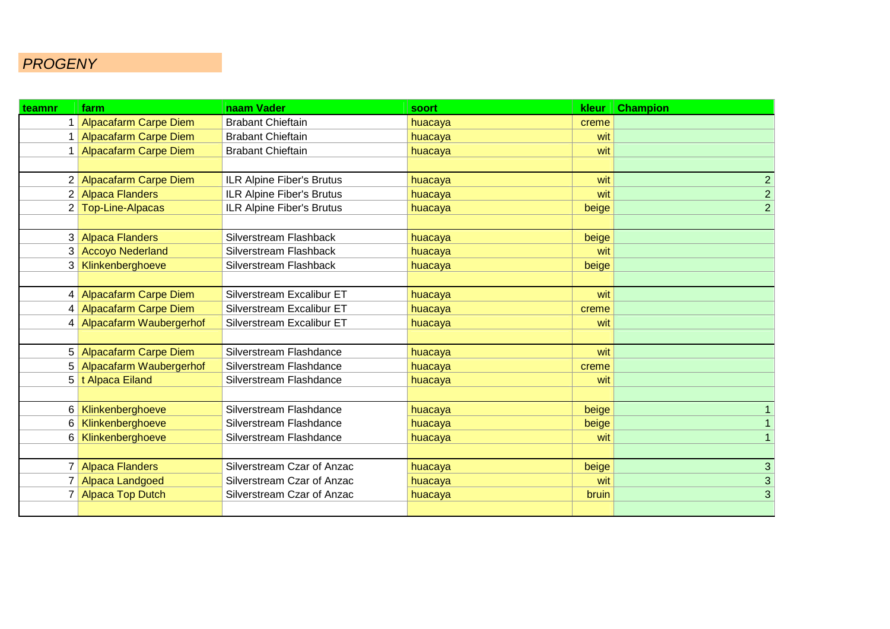*PROGENY*

| teamnr | farm | naam Vader | soort | kleur | Champion |
|---|---|---|---|---|---|
| 1 | Alpacafarm Carpe Diem | Brabant Chieftain | huacaya | creme | |
| 1 | Alpacafarm Carpe Diem | Brabant Chieftain | huacaya | wit | |
| 1 | Alpacafarm Carpe Diem | Brabant Chieftain | huacaya | wit | |
| | | | | | |
| 2 | Alpacafarm Carpe Diem | ILR Alpine Fiber's Brutus | huacaya | wit | 2 |
| 2 | Alpaca Flanders | ILR Alpine Fiber's Brutus | huacaya | wit | 2 |
| 2 | Top-Line-Alpacas | ILR Alpine Fiber's Brutus | huacaya | beige | 2 |
| | | | | | |
| 3 | Alpaca Flanders | Silverstream Flashback | huacaya | beige | |
| 3 | Accoyo Nederland | Silverstream Flashback | huacaya | wit | |
| 3 | Klinkenberghoeve | Silverstream Flashback | huacaya | beige | |
| | | | | | |
| 4 | Alpacafarm Carpe Diem | Silverstream Excalibur ET | huacaya | wit | |
| 4 | Alpacafarm Carpe Diem | Silverstream Excalibur ET | huacaya | creme | |
| 4 | Alpacafarm Waubergerhof | Silverstream Excalibur ET | huacaya | wit | |
| | | | | | |
| 5 | Alpacafarm Carpe Diem | Silverstream Flashdance | huacaya | wit | |
| 5 | Alpacafarm Waubergerhof | Silverstream Flashdance | huacaya | creme | |
| 5 | t Alpaca Eiland | Silverstream Flashdance | huacaya | wit | |
| | | | | | |
| 6 | Klinkenberghoeve | Silverstream Flashdance | huacaya | beige | 1 |
| 6 | Klinkenberghoeve | Silverstream Flashdance | huacaya | beige | 1 |
| 6 | Klinkenberghoeve | Silverstream Flashdance | huacaya | wit | 1 |
| | | | | | |
| 7 | Alpaca Flanders | Silverstream Czar of Anzac | huacaya | beige | 3 |
| 7 | Alpaca Landgoed | Silverstream Czar of Anzac | huacaya | wit | 3 |
| 7 | Alpaca Top Dutch | Silverstream Czar of Anzac | huacaya | bruin | 3 |
| | | | | | |